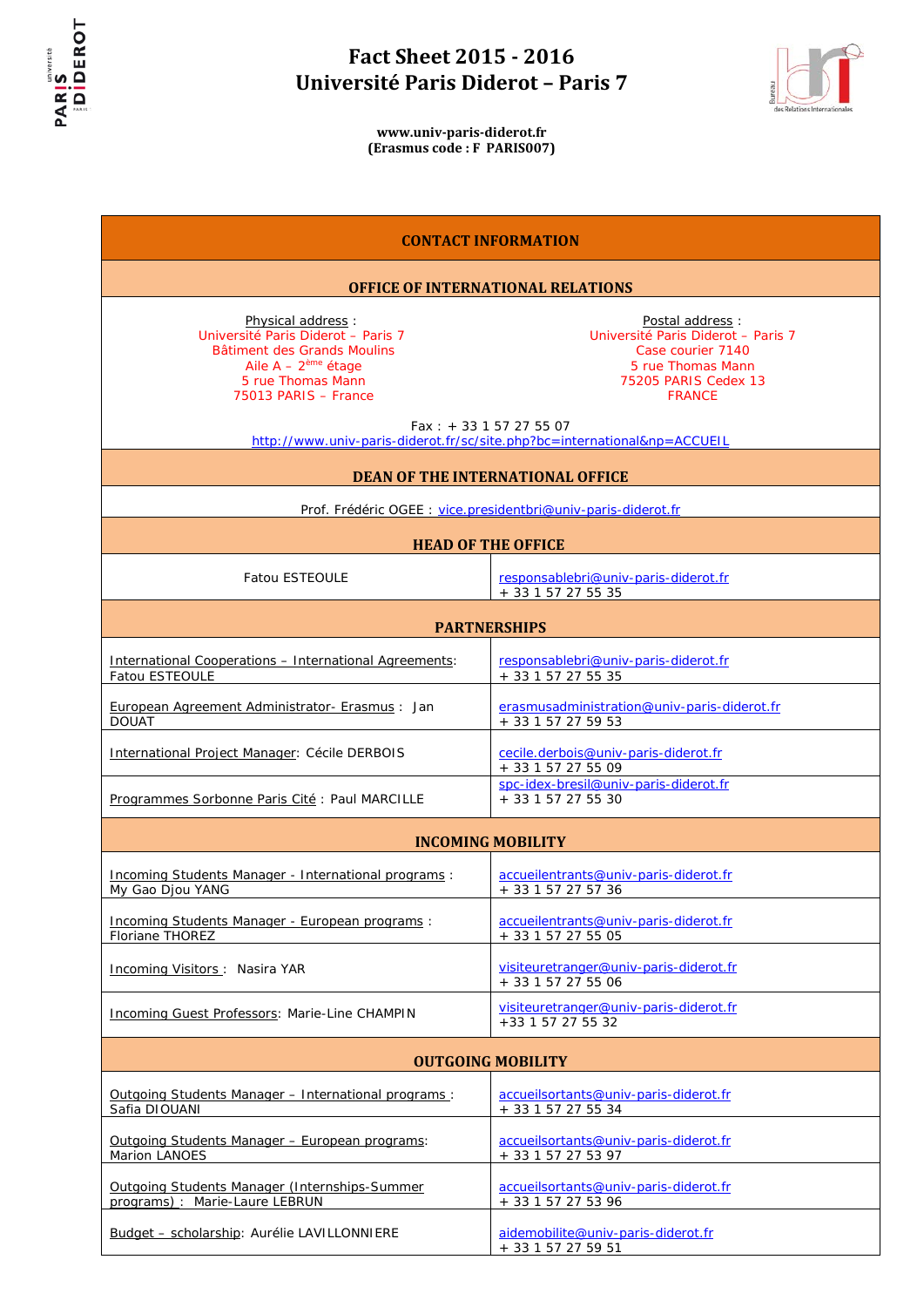# Fact Sheet 2015 - 2016
# Université Paris Diderot – Paris 7

**www.univ-paris-diderot.fr**
**(Erasmus code : F PARIS007)**

## CONTACT INFORMATION

### OFFICE OF INTERNATIONAL RELATIONS

| Physical address : | Postal address : |
|---|---|
| Université Paris Diderot – Paris 7<br>Bâtiment des Grands Moulins<br>Aile A – 2ème étage<br>5 rue Thomas Mann<br>75013 PARIS – France | Université Paris Diderot – Paris 7<br>Case courier 7140<br>5 rue Thomas Mann<br>75205 PARIS Cedex 13<br>FRANCE |

Fax : + 33 1 57 27 55 07
http://www.univ-paris-diderot.fr/sc/site.php?bc=international&np=ACCUEIL

### DEAN OF THE INTERNATIONAL OFFICE

Prof. Frédéric OGEE : vice.presidentbri@univ-paris-diderot.fr

### HEAD OF THE OFFICE

| | |
|---|---|
| Fatou ESTEOULE | responsablebri@univ-paris-diderot.fr<br>+ 33 1 57 27 55 35 |

### PARTNERSHIPS

| | |
|---|---|
| International Cooperations – International Agreements: Fatou ESTEOULE | responsablebri@univ-paris-diderot.fr<br>+ 33 1 57 27 55 35 |
| European Agreement Administrator- Erasmus : Jan DOUAT | erasmusadministration@univ-paris-diderot.fr<br>+ 33 1 57 27 59 53 |
| International Project Manager: Cécile DERBOIS | cecile.derbois@univ-paris-diderot.fr<br>+ 33 1 57 27 55 09 |
| Programmes Sorbonne Paris Cité : Paul MARCILLE | spc-idex-bresil@univ-paris-diderot.fr<br>+ 33 1 57 27 55 30 |

### INCOMING MOBILITY

| | |
|---|---|
| Incoming Students Manager - International programs : My Gao Djou YANG | accueilentrants@univ-paris-diderot.fr<br>+ 33 1 57 27 57 36 |
| Incoming Students Manager - European programs : Floriane THOREZ | accueilentrants@univ-paris-diderot.fr<br>+ 33 1 57 27 55 05 |
| Incoming Visitors : Nasira YAR | visiteuretranger@univ-paris-diderot.fr<br>+ 33 1 57 27 55 06 |
| Incoming Guest Professors: Marie-Line CHAMPIN | visiteuretranger@univ-paris-diderot.fr<br>+33 1 57 27 55 32 |

### OUTGOING MOBILITY

| | |
|---|---|
| Outgoing Students Manager – International programs : Safia DIOUANI | accueilsortants@univ-paris-diderot.fr<br>+ 33 1 57 27 55 34 |
| Outgoing Students Manager – European programs: Marion LANOES | accueilsortants@univ-paris-diderot.fr<br>+ 33 1 57 27 53 97 |
| Outgoing Students Manager (Internships-Summer programs) : Marie-Laure LEBRUN | accueilsortants@univ-paris-diderot.fr<br>+ 33 1 57 27 53 96 |
| Budget – scholarship: Aurélie LAVILLONNIERE | aidemobilite@univ-paris-diderot.fr<br>+ 33 1 57 27 59 51 |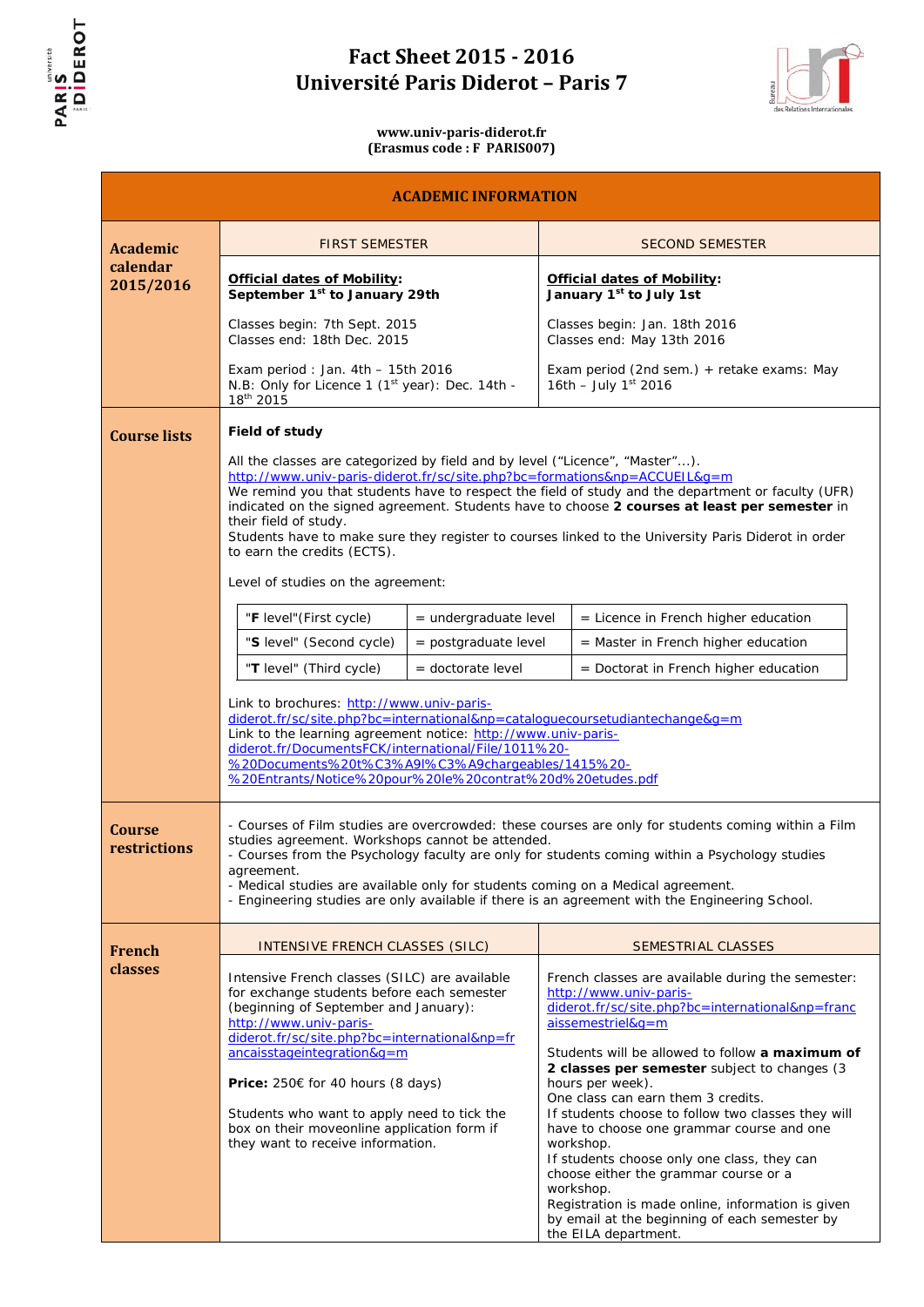# Fact Sheet 2015 - 2016
# Université Paris Diderot – Paris 7

**www.univ-paris-diderot.fr**
**(Erasmus code : F PARIS007)**

## ACADEMIC INFORMATION

### Academic calendar 2015/2016

| FIRST SEMESTER | SECOND SEMESTER |
|---|---|
| **Official dates of Mobility: September 1st to January 29th** | **Official dates of Mobility: January 1st to July 1st** |
| Classes begin: 7th Sept. 2015<br>Classes end: 18th Dec. 2015 | Classes begin: Jan. 18th 2016<br>Classes end: May 13th 2016 |
| Exam period : Jan. 4th – 15th 2016<br>N.B: Only for Licence 1 (1st year): Dec. 14th - 18th 2015 | Exam period (2nd sem.) + retake exams: May 16th – July 1st 2016 |

### Course lists

**Field of study**

All the classes are categorized by field and by level ("Licence", "Master"…).
http://www.univ-paris-diderot.fr/sc/site.php?bc=formations&np=ACCUEIL&g=m
We remind you that students have to respect the field of study and the department or faculty (UFR) indicated on the signed agreement. Students have to choose **2 courses at least per semester** in their field of study.
Students have to make sure they register to courses linked to the University Paris Diderot in order to earn the credits (ECTS).

Level of studies on the agreement:

| | | |
|---|---|---|
| "**F** level"(First cycle) | = undergraduate level | = Licence in French higher education |
| "**S** level" (Second cycle) | = postgraduate level | = Master in French higher education |
| "**T** level" (Third cycle) | = doctorate level | = Doctorat in French higher education |

Link to brochures: http://www.univ-paris-diderot.fr/sc/site.php?bc=international&np=cataloguecoursetudiantechange&g=m
Link to the learning agreement notice: http://www.univ-paris-diderot.fr/DocumentsFCK/international/File/1011%20-%20Documents%20t%C3%A9l%C3%A9chargeables/1415%20-%20Entrants/Notice%20pour%20le%20contrat%20d%20etudes.pdf

### Course restrictions

- Courses of Film studies are overcrowded: these courses are only for students coming within a Film studies agreement. Workshops cannot be attended.
- Courses from the Psychology faculty are only for students coming within a Psychology studies agreement.
- Medical studies are available only for students coming on a Medical agreement.
- Engineering studies are only available if there is an agreement with the Engineering School.

### French classes

| INTENSIVE FRENCH CLASSES (SILC) | SEMESTRIAL CLASSES |
|---|---|
| Intensive French classes (SILC) are available for exchange students before each semester (beginning of September and January): http://www.univ-paris-diderot.fr/sc/site.php?bc=international&np=francaisstageintegration&g=m<br><br>**Price:** 250€ for 40 hours (8 days)<br><br>Students who want to apply need to tick the box on their moveonline application form if they want to receive information. | French classes are available during the semester: http://www.univ-paris-diderot.fr/sc/site.php?bc=international&np=francaissemestriel&g=m<br><br>Students will be allowed to follow **a maximum of 2 classes per semester** subject to changes (3 hours per week).<br>One class can earn them 3 credits.<br>If students choose to follow two classes they will have to choose one grammar course and one workshop.<br>If students choose only one class, they can choose either the grammar course or a workshop.<br>Registration is made online, information is given by email at the beginning of each semester by the EILA department. |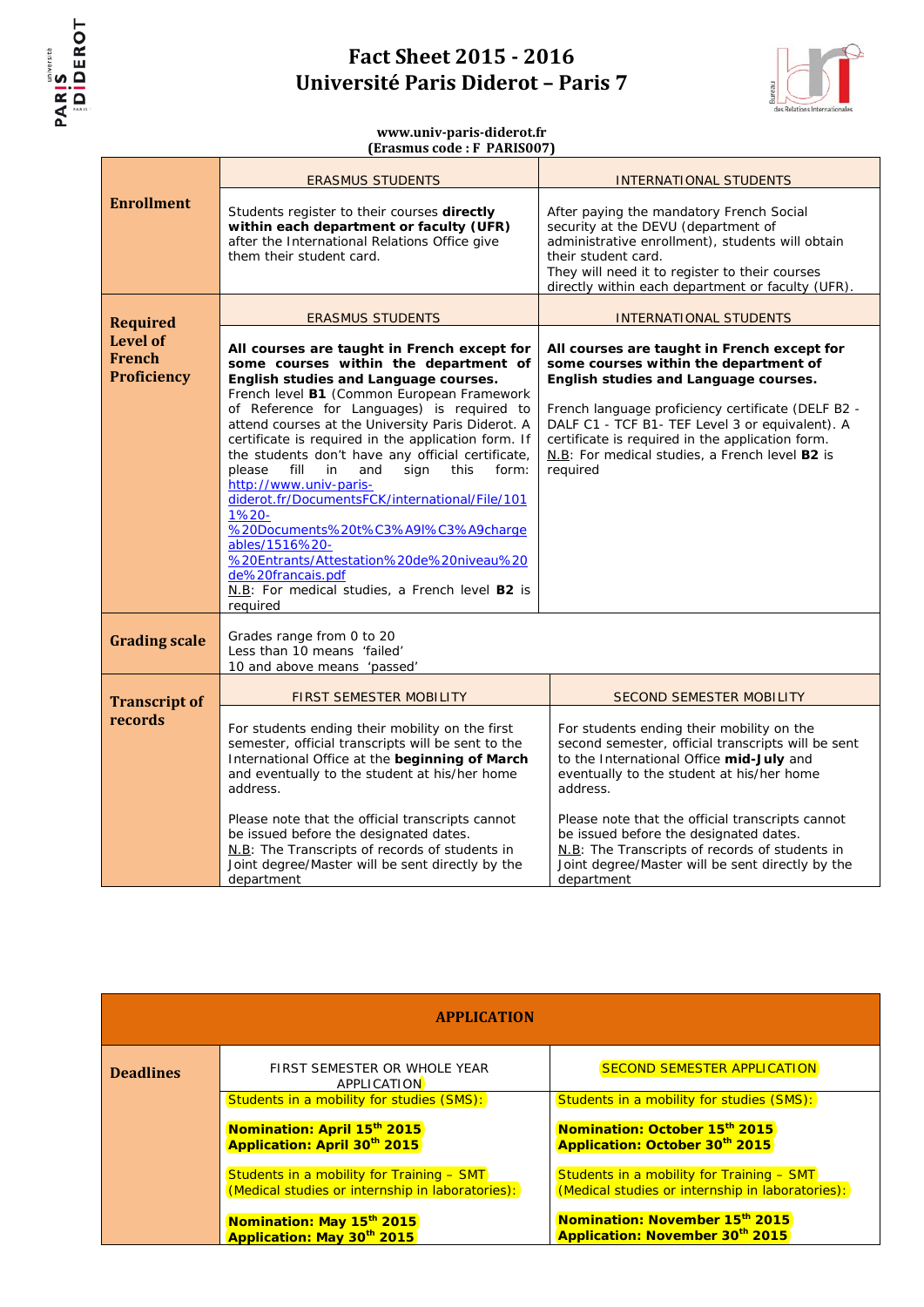# Fact Sheet 2015 - 2016
# Université Paris Diderot – Paris 7

**www.univ-paris-diderot.fr**
**(Erasmus code : F PARIS007)**

| | ERASMUS STUDENTS | INTERNATIONAL STUDENTS |
|---|---|---|
| **Enrollment** | Students register to their courses **directly within each department or faculty (UFR)** after the International Relations Office give them their student card. | After paying the mandatory French Social security at the DEVU (department of administrative enrollment), students will obtain their student card. They will need it to register to their courses directly within each department or faculty (UFR). |
| | ERASMUS STUDENTS | INTERNATIONAL STUDENTS |
| **Required Level of French Proficiency** | **All courses are taught in French except for some courses within the department of English studies and Language courses.** French level **B1** (Common European Framework of Reference for Languages) is required to attend courses at the University Paris Diderot. A certificate is required in the application form. If the students don't have any official certificate, please fill in and sign this form: http://www.univ-paris-diderot.fr/DocumentsFCK/international/File/1011%20-%20Documents%20t%C3%A9l%C3%A9chargeables/1516%20-%20Entrants/Attestation%20de%20niveau%20de%20francais.pdf N.B: For medical studies, a French level **B2** is required | **All courses are taught in French except for some courses within the department of English studies and Language courses.** French language proficiency certificate (DELF B2 - DALF C1 - TCF B1- TEF Level 3 or equivalent). A certificate is required in the application form. N.B: For medical studies, a French level **B2** is required |
| **Grading scale** | Grades range from 0 to 20<br>Less than 10 means 'failed'<br>10 and above means 'passed' | |
| | FIRST SEMESTER MOBILITY | SECOND SEMESTER MOBILITY |
| **Transcript of records** | For students ending their mobility on the first semester, official transcripts will be sent to the International Office at the **beginning of March** and eventually to the student at his/her home address.<br><br>Please note that the official transcripts cannot be issued before the designated dates.<br>N.B: The Transcripts of records of students in Joint degree/Master will be sent directly by the department | For students ending their mobility on the second semester, official transcripts will be sent to the International Office **mid-July** and eventually to the student at his/her home address.<br><br>Please note that the official transcripts cannot be issued before the designated dates.<br>N.B: The Transcripts of records of students in Joint degree/Master will be sent directly by the department |

| APPLICATION | | |
|---|---|---|
| **Deadlines** | FIRST SEMESTER OR WHOLE YEAR APPLICATION | SECOND SEMESTER APPLICATION |
| | Students in a mobility for studies (SMS):<br><br>**Nomination: April 15th 2015**<br>**Application: April 30th 2015**<br><br>Students in a mobility for Training – SMT (Medical studies or internship in laboratories):<br><br>**Nomination: May 15th 2015**<br>**Application: May 30th 2015** | Students in a mobility for studies (SMS):<br><br>**Nomination: October 15th 2015**<br>**Application: October 30th 2015**<br><br>Students in a mobility for Training – SMT (Medical studies or internship in laboratories):<br><br>**Nomination: November 15th 2015**<br>**Application: November 30th 2015** |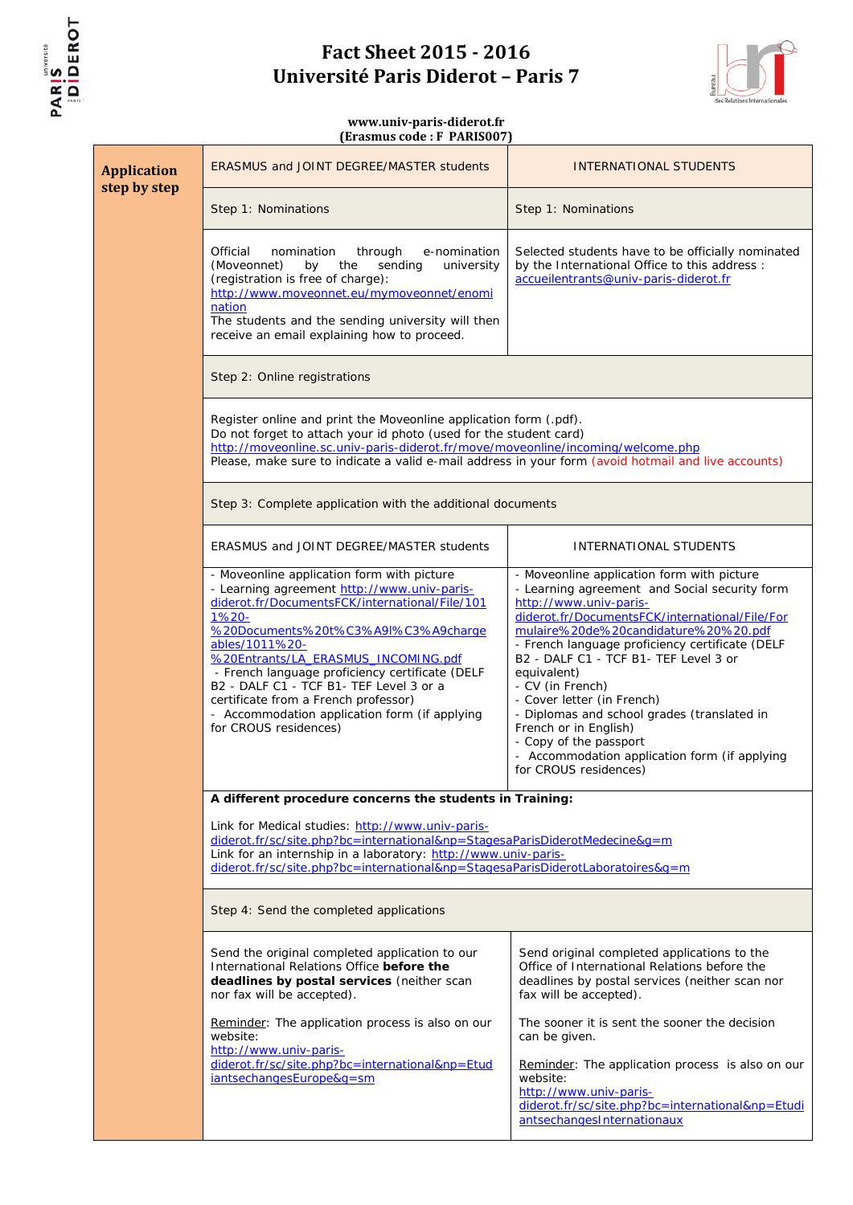# Fact Sheet 2015 - 2016
# Université Paris Diderot – Paris 7

**www.univ-paris-diderot.fr**
**(Erasmus code : F PARIS007)**

## Application step by step

| ERASMUS and JOINT DEGREE/MASTER students | INTERNATIONAL STUDENTS |
|---|---|
| Step 1: Nominations | Step 1: Nominations |
| Official nomination through e-nomination (Moveonnet) by the sending university (registration is free of charge): http://www.moveonnet.eu/mymoveonnet/enomination The students and the sending university will then receive an email explaining how to proceed. | Selected students have to be officially nominated by the International Office to this address : accueilentrants@univ-paris-diderot.fr |

**Step 2: Online registrations**

Register online and print the Moveonline application form (.pdf).
Do not forget to attach your id photo (used for the student card)
http://moveonline.sc.univ-paris-diderot.fr/move/moveonline/incoming/welcome.php
Please, make sure to indicate a valid e-mail address in your form (avoid hotmail and live accounts)

**Step 3: Complete application with the additional documents**

| ERASMUS and JOINT DEGREE/MASTER students | INTERNATIONAL STUDENTS |
|---|---|
| - Moveonline application form with picture<br>- Learning agreement http://www.univ-paris-diderot.fr/DocumentsFCK/international/File/1011%20-%20Documents%20t%C3%A9l%C3%A9chargeables/1011%20-%20Entrants/LA_ERASMUS_INCOMING.pdf<br>- French language proficiency certificate (DELF B2 - DALF C1 - TCF B1- TEF Level 3 or a certificate from a French professor)<br>- Accommodation application form (if applying for CROUS residences) | - Moveonline application form with picture<br>- Learning agreement and Social security form http://www.univ-paris-diderot.fr/DocumentsFCK/international/File/Formulaire%20de%20candidature%20%20.pdf<br>- French language proficiency certificate (DELF B2 - DALF C1 - TCF B1- TEF Level 3 or equivalent)<br>- CV (in French)<br>- Cover letter (in French)<br>- Diplomas and school grades (translated in French or in English)<br>- Copy of the passport<br>- Accommodation application form (if applying for CROUS residences) |

**A different procedure concerns the students in Training:**

Link for Medical studies: http://www.univ-paris-diderot.fr/sc/site.php?bc=international&np=StagesaParisDiderotMedecine&g=m
Link for an internship in a laboratory: http://www.univ-paris-diderot.fr/sc/site.php?bc=international&np=StagesaParisDiderotLaboratoires&g=m

**Step 4: Send the completed applications**

| ERASMUS and JOINT DEGREE/MASTER students | INTERNATIONAL STUDENTS |
|---|---|
| Send the original completed application to our International Relations Office **before the deadlines by postal services** (neither scan nor fax will be accepted).<br><br>Reminder: The application process is also on our website: http://www.univ-paris-diderot.fr/sc/site.php?bc=international&np=EtudiantsechangesEurope&g=sm | Send original completed applications to the Office of International Relations before the deadlines by postal services (neither scan nor fax will be accepted).<br><br>The sooner it is sent the sooner the decision can be given.<br><br>Reminder: The application process is also on our website: http://www.univ-paris-diderot.fr/sc/site.php?bc=international&np=EtudiantsechangesInternationaux |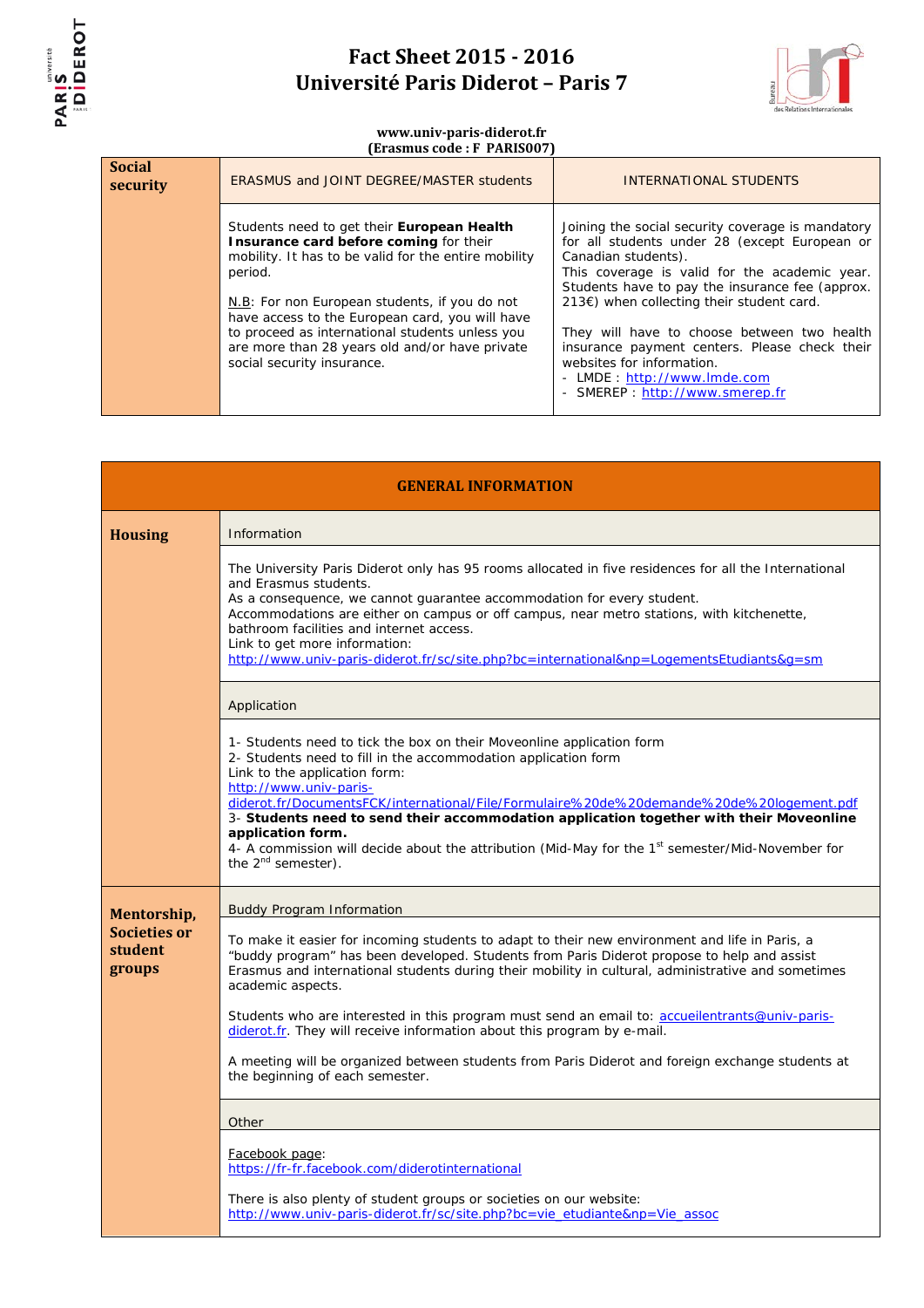# Fact Sheet 2015 - 2016
# Université Paris Diderot – Paris 7

**www.univ-paris-diderot.fr**
**(Erasmus code : F PARIS007)**

| **Social security** | ERASMUS and JOINT DEGREE/MASTER students | INTERNATIONAL STUDENTS |
|---|---|---|
| | Students need to get their **European Health Insurance card before coming** for their mobility. It has to be valid for the entire mobility period.<br><br>N.B: For non European students, if you do not have access to the European card, you will have to proceed as international students unless you are more than 28 years old and/or have private social security insurance. | Joining the social security coverage is mandatory for all students under 28 (except European or Canadian students).<br>This coverage is valid for the academic year. Students have to pay the insurance fee (approx. 213€) when collecting their student card.<br><br>They will have to choose between two health insurance payment centers. Please check their websites for information.<br>- LMDE : http://www.lmde.com<br>- SMEREP : http://www.smerep.fr |

## GENERAL INFORMATION

### Housing

**Information**

The University Paris Diderot only has 95 rooms allocated in five residences for all the International and Erasmus students.
As a consequence, we cannot guarantee accommodation for every student.
Accommodations are either on campus or off campus, near metro stations, with kitchenette, bathroom facilities and internet access.
Link to get more information:
http://www.univ-paris-diderot.fr/sc/site.php?bc=international&np=LogementsEtudiants&g=sm

**Application**

1- Students need to tick the box on their Moveonline application form
2- Students need to fill in the accommodation application form
Link to the application form:
http://www.univ-paris-diderot.fr/DocumentsFCK/international/File/Formulaire%20de%20demande%20de%20logement.pdf
3- **Students need to send their accommodation application together with their Moveonline application form.**
4- A commission will decide about the attribution (Mid-May for the 1st semester/Mid-November for the 2nd semester).

### Mentorship, Societies or student groups

**Buddy Program Information**

To make it easier for incoming students to adapt to their new environment and life in Paris, a "buddy program" has been developed. Students from Paris Diderot propose to help and assist Erasmus and international students during their mobility in cultural, administrative and sometimes academic aspects.

Students who are interested in this program must send an email to: accueilentrants@univ-paris-diderot.fr. They will receive information about this program by e-mail.

A meeting will be organized between students from Paris Diderot and foreign exchange students at the beginning of each semester.

**Other**

Facebook page:
https://fr-fr.facebook.com/diderotinternational

There is also plenty of student groups or societies on our website:
http://www.univ-paris-diderot.fr/sc/site.php?bc=vie_etudiante&np=Vie_assoc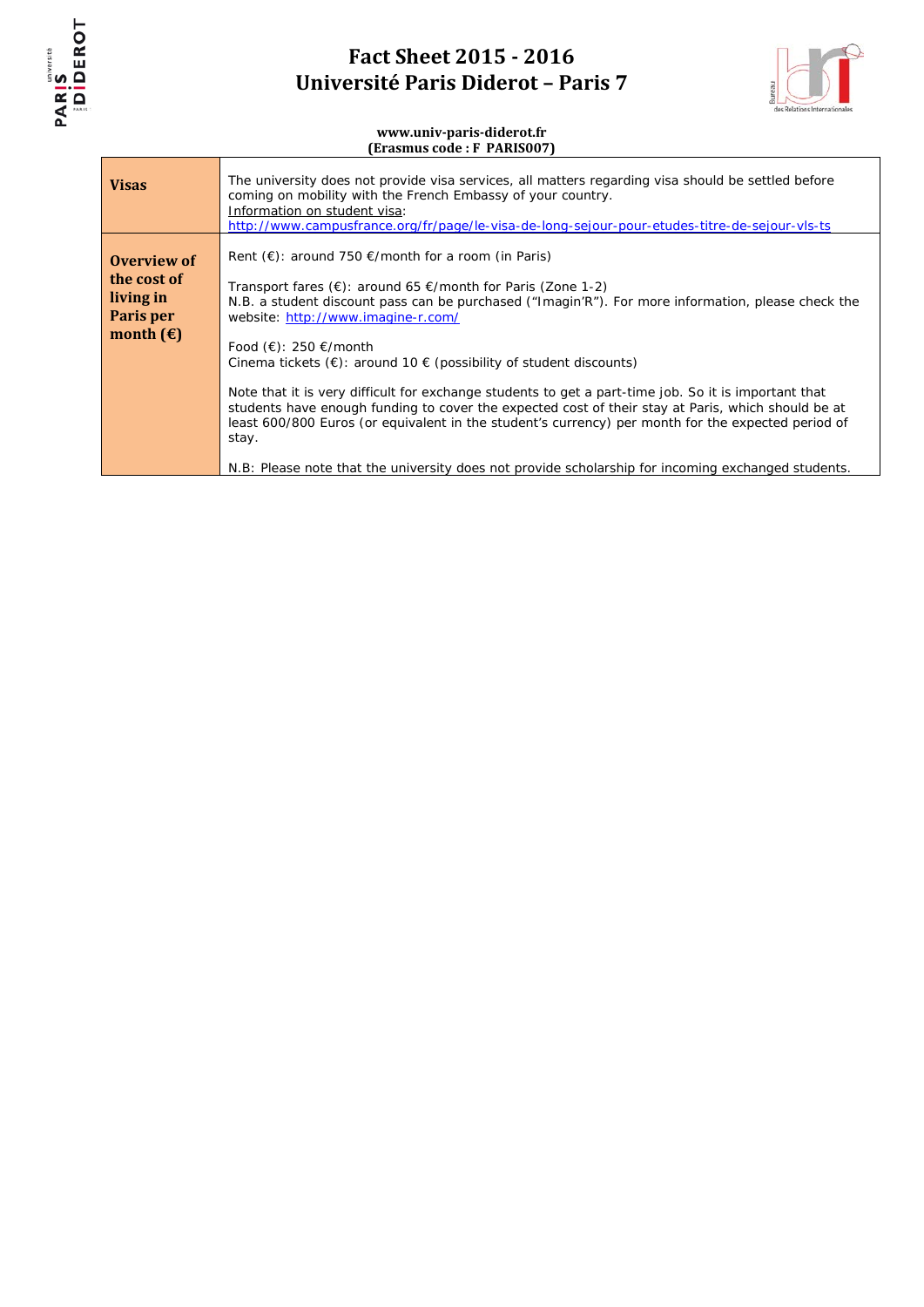# Fact Sheet 2015 - 2016
# Université Paris Diderot – Paris 7

**www.univ-paris-diderot.fr**
**(Erasmus code : F PARIS007)**

| | |
|---|---|
| **Visas** | The university does not provide visa services, all matters regarding visa should be settled before coming on mobility with the French Embassy of your country.<br>Information on student visa:<br>http://www.campusfrance.org/fr/page/le-visa-de-long-sejour-pour-etudes-titre-de-sejour-vls-ts |
| **Overview of the cost of living in Paris per month (€)** | Rent (€): around 750 €/month for a room (in Paris)<br><br>Transport fares (€): around 65 €/month for Paris (Zone 1-2)<br>N.B. a student discount pass can be purchased ("Imagin'R"). For more information, please check the website: http://www.imagine-r.com/<br><br>Food (€): 250 €/month<br>Cinema tickets (€): around 10 € (possibility of student discounts)<br><br>Note that it is very difficult for exchange students to get a part-time job. So it is important that students have enough funding to cover the expected cost of their stay at Paris, which should be at least 600/800 Euros (or equivalent in the student's currency) per month for the expected period of stay.<br><br>N.B: Please note that the university does not provide scholarship for incoming exchanged students. |